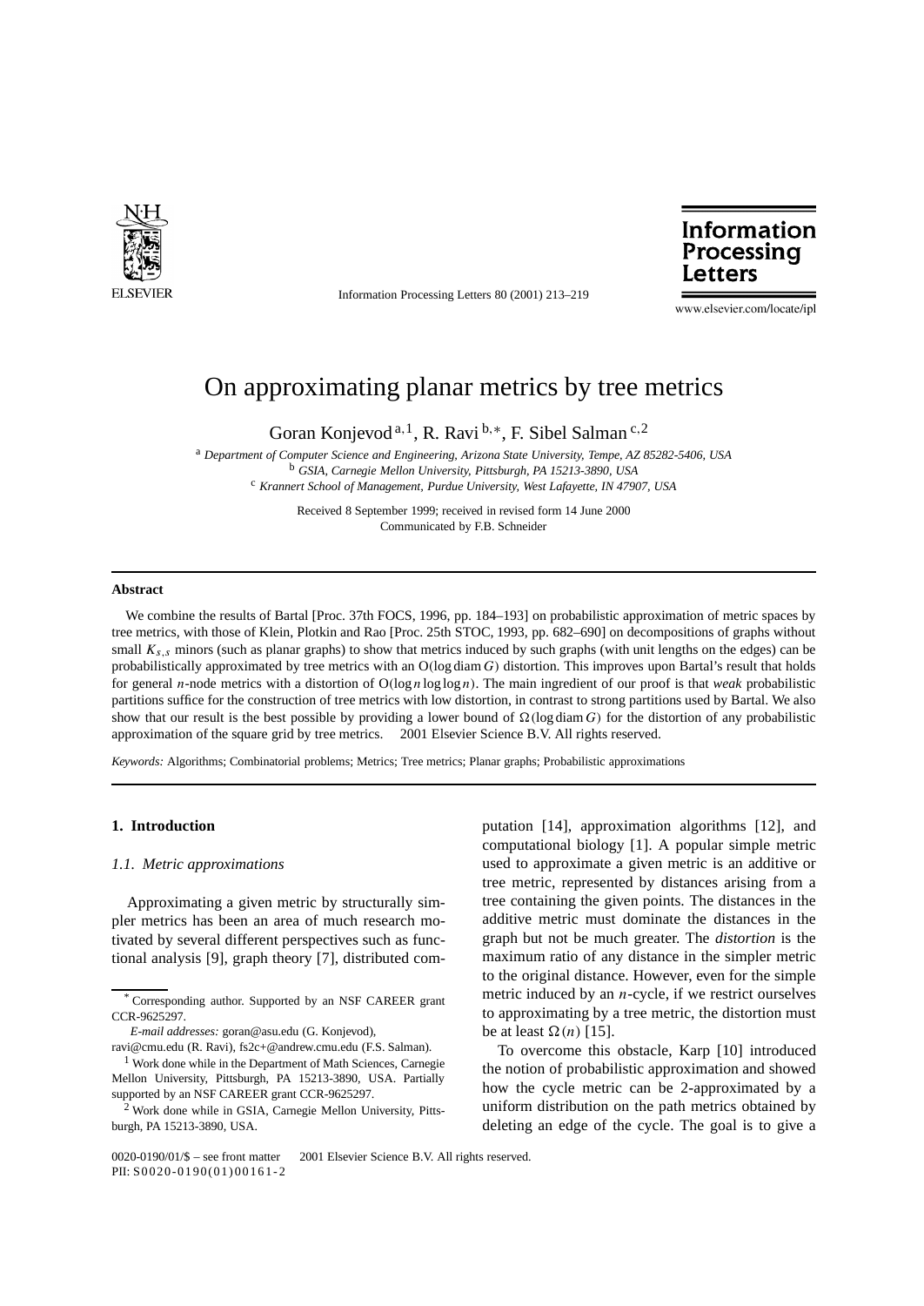# On approximating planar metrics by tree metrics

Goran Konjevod [a,1], R. Ravi [b,*], F. Sibel Salman [c,2]

[a] *Department of Computer Science and Engineering, Arizona State University, Tempe, AZ 85282-5406, USA*
[b] *GSIA, Carnegie Mellon University, Pittsburgh, PA 15213-3890, USA*
[c] *Krannert School of Management, Purdue University, West Lafayette, IN 47907, USA*

Received 8 September 1999; received in revised form 14 June 2000
Communicated by F.B. Schneider

## Abstract

We combine the results of Bartal [Proc. 37th FOCS, 1996, pp. 184–193] on probabilistic approximation of metric spaces by tree metrics, with those of Klein, Plotkin and Rao [Proc. 25th STOC, 1993, pp. 682–690] on decompositions of graphs without small $K_{s,s}$ minors (such as planar graphs) to show that metrics induced by such graphs (with unit lengths on the edges) can be probabilistically approximated by tree metrics with an $O(\log \operatorname{diam} G)$ distortion. This improves upon Bartal's result that holds for general $n$-node metrics with a distortion of $O(\log n \log\log n)$. The main ingredient of our proof is that *weak* probabilistic partitions suffice for the construction of tree metrics with low distortion, in contrast to strong partitions used by Bartal. We also show that our result is the best possible by providing a lower bound of $\Omega(\log \operatorname{diam} G)$ for the distortion of any probabilistic approximation of the square grid by tree metrics. © 2001 Elsevier Science B.V. All rights reserved.

*Keywords:* Algorithms; Combinatorial problems; Metrics; Tree metrics; Planar graphs; Probabilistic approximations

## 1. Introduction

### 1.1. Metric approximations

Approximating a given metric by structurally simpler metrics has been an area of much research motivated by several different perspectives such as functional analysis [9], graph theory [7], distributed computation [14], approximation algorithms [12], and computational biology [1]. A popular simple metric used to approximate a given metric is an additive or tree metric, represented by distances arising from a tree containing the given points. The distances in the additive metric must dominate the distances in the graph but not be much greater. The *distortion* is the maximum ratio of any distance in the simpler metric to the original distance. However, even for the simple metric induced by an $n$-cycle, if we restrict ourselves to approximating by a tree metric, the distortion must be at least $\Omega(n)$ [15].

To overcome this obstacle, Karp [10] introduced the notion of probabilistic approximation and showed how the cycle metric can be 2-approximated by a uniform distribution on the path metrics obtained by deleting an edge of the cycle. The goal is to give a

---

[*] Corresponding author. Supported by an NSF CAREER grant CCR-9625297.

*E-mail addresses:* goran@asu.edu (G. Konjevod), ravi@cmu.edu (R. Ravi), fs2c+@andrew.cmu.edu (F.S. Salman).

[1] Work done while in the Department of Math Sciences, Carnegie Mellon University, Pittsburgh, PA 15213-3890, USA. Partially supported by an NSF CAREER grant CCR-9625297.

[2] Work done while in GSIA, Carnegie Mellon University, Pittsburgh, PA 15213-3890, USA.

0020-0190/01/$ – see front matter © 2001 Elsevier Science B.V. All rights reserved.
PII: S0020-0190(01)00161-2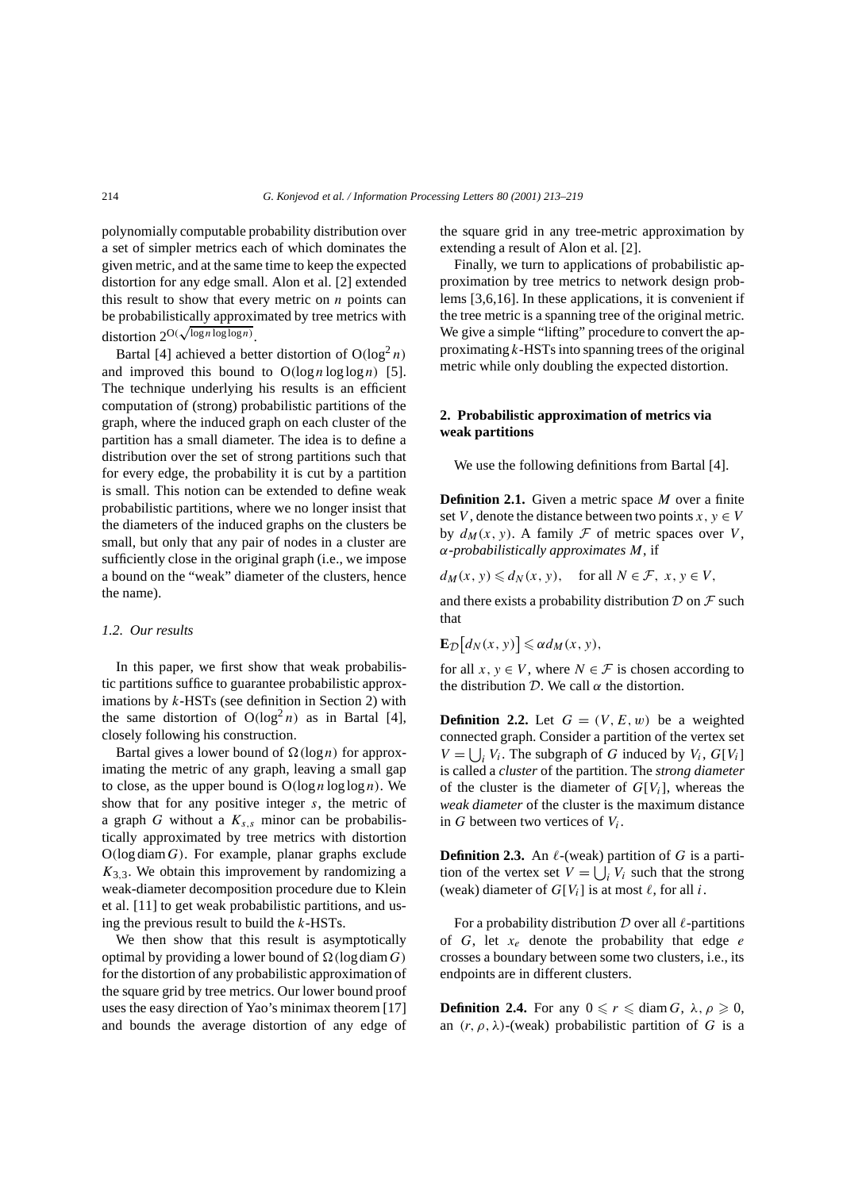polynomially computable probability distribution over a set of simpler metrics each of which dominates the given metric, and at the same time to keep the expected distortion for any edge small. Alon et al. [2] extended this result to show that every metric on $n$ points can be probabilistically approximated by tree metrics with distortion $2^{O(\sqrt{\log n \log\log n})}$.

Bartal [4] achieved a better distortion of $O(\log^2 n)$ and improved this bound to $O(\log n \log\log n)$ [5]. The technique underlying his results is an efficient computation of (strong) probabilistic partitions of the graph, where the induced graph on each cluster of the partition has a small diameter. The idea is to define a distribution over the set of strong partitions such that for every edge, the probability it is cut by a partition is small. This notion can be extended to define weak probabilistic partitions, where we no longer insist that the diameters of the induced graphs on the clusters be small, but only that any pair of nodes in a cluster are sufficiently close in the original graph (i.e., we impose a bound on the "weak" diameter of the clusters, hence the name).

### *1.2. Our results*

In this paper, we first show that weak probabilistic partitions suffice to guarantee probabilistic approximations by $k$-HSTs (see definition in Section 2) with the same distortion of $O(\log^2 n)$ as in Bartal [4], closely following his construction.

Bartal gives a lower bound of $\Omega(\log n)$ for approximating the metric of any graph, leaving a small gap to close, as the upper bound is $O(\log n \log\log n)$. We show that for any positive integer $s$, the metric of a graph $G$ without a $K_{s,s}$ minor can be probabilistically approximated by tree metrics with distortion $O(\log \operatorname{diam} G)$. For example, planar graphs exclude $K_{3,3}$. We obtain this improvement by randomizing a weak-diameter decomposition procedure due to Klein et al. [11] to get weak probabilistic partitions, and using the previous result to build the $k$-HSTs.

We then show that this result is asymptotically optimal by providing a lower bound of $\Omega(\log \operatorname{diam} G)$ for the distortion of any probabilistic approximation of the square grid by tree metrics. Our lower bound proof uses the easy direction of Yao's minimax theorem [17] and bounds the average distortion of any edge of the square grid in any tree-metric approximation by extending a result of Alon et al. [2].

Finally, we turn to applications of probabilistic approximation by tree metrics to network design problems [3,6,16]. In these applications, it is convenient if the tree metric is a spanning tree of the original metric. We give a simple "lifting" procedure to convert the approximating $k$-HSTs into spanning trees of the original metric while only doubling the expected distortion.

## 2. Probabilistic approximation of metrics via weak partitions

We use the following definitions from Bartal [4].

**Definition 2.1.** Given a metric space $M$ over a finite set $V$, denote the distance between two points $x, y \in V$ by $d_M(x, y)$. A family $\mathcal{F}$ of metric spaces over $V$, *$\alpha$-probabilistically approximates $M$*, if

$$d_M(x, y) \leqslant d_N(x, y), \quad \text{for all } N \in \mathcal{F},\ x, y \in V,$$

and there exists a probability distribution $\mathcal{D}$ on $\mathcal{F}$ such that

$$\mathbf{E}_{\mathcal{D}}\big[d_N(x, y)\big] \leqslant \alpha d_M(x, y),$$

for all $x, y \in V$, where $N \in \mathcal{F}$ is chosen according to the distribution $\mathcal{D}$. We call $\alpha$ the distortion.

**Definition 2.2.** Let $G = (V, E, w)$ be a weighted connected graph. Consider a partition of the vertex set $V = \bigcup_i V_i$. The subgraph of $G$ induced by $V_i$, $G[V_i]$ is called a *cluster* of the partition. The *strong diameter* of the cluster is the diameter of $G[V_i]$, whereas the *weak diameter* of the cluster is the maximum distance in $G$ between two vertices of $V_i$.

**Definition 2.3.** An $\ell$-(weak) partition of $G$ is a partition of the vertex set $V = \bigcup_i V_i$ such that the strong (weak) diameter of $G[V_i]$ is at most $\ell$, for all $i$.

For a probability distribution $\mathcal{D}$ over all $\ell$-partitions of $G$, let $x_e$ denote the probability that edge $e$ crosses a boundary between some two clusters, i.e., its endpoints are in different clusters.

**Definition 2.4.** For any $0 \leqslant r \leqslant \operatorname{diam} G$, $\lambda, \rho \geqslant 0$, an $(r, \rho, \lambda)$-(weak) probabilistic partition of $G$ is a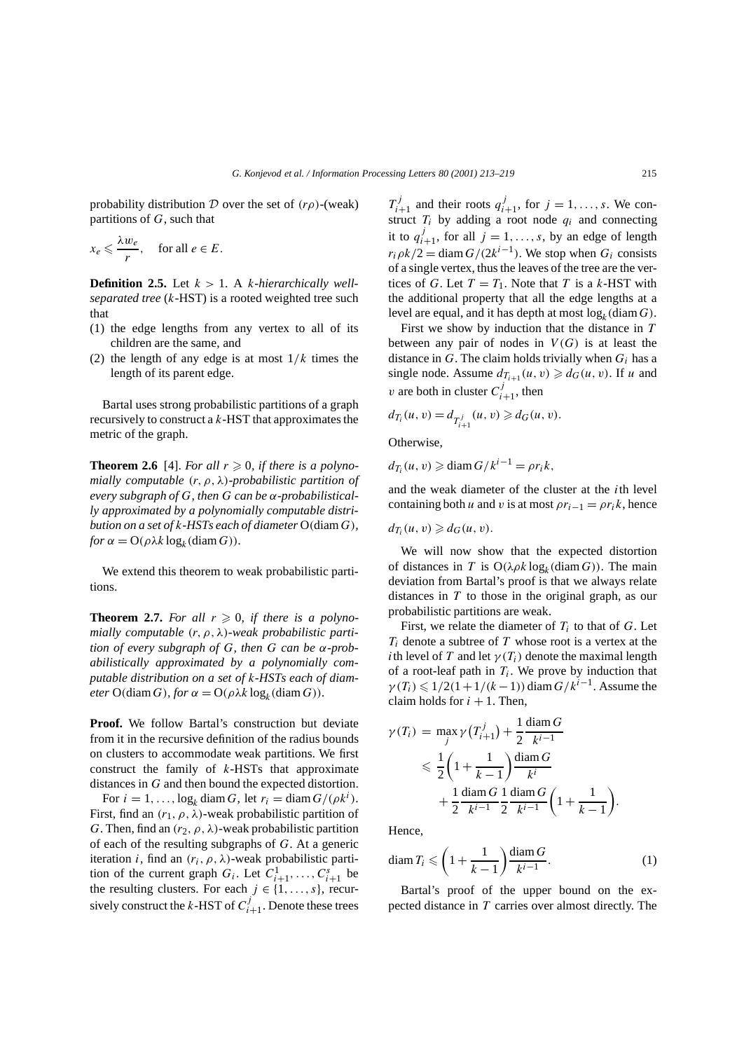probability distribution $\mathcal{D}$ over the set of $(r\rho)$-(weak) partitions of $G$, such that

$$x_e \leqslant \frac{\lambda w_e}{r}, \quad \text{for all } e \in E.$$

**Definition 2.5.** Let $k > 1$. A *k-hierarchically well-separated tree* (*k*-HST) is a rooted weighted tree such that

(1) the edge lengths from any vertex to all of its children are the same, and
(2) the length of any edge is at most $1/k$ times the length of its parent edge.

Bartal uses strong probabilistic partitions of a graph recursively to construct a $k$-HST that approximates the metric of the graph.

**Theorem 2.6** [4]. *For all $r \geqslant 0$, if there is a polynomially computable $(r, \rho, \lambda)$-probabilistic partition of every subgraph of $G$, then $G$ can be $\alpha$-probabilistically approximated by a polynomially computable distribution on a set of $k$-HSTs each of diameter* $\mathrm{O}(\operatorname{diam} G)$, *for* $\alpha = \mathrm{O}(\rho\lambda k \log_k(\operatorname{diam} G))$.

We extend this theorem to weak probabilistic partitions.

**Theorem 2.7.** *For all $r \geqslant 0$, if there is a polynomially computable $(r, \rho, \lambda)$-weak probabilistic partition of every subgraph of $G$, then $G$ can be $\alpha$-probabilistically approximated by a polynomially computable distribution on a set of $k$-HSTs each of diameter* $\mathrm{O}(\operatorname{diam} G)$, *for* $\alpha = \mathrm{O}(\rho\lambda k \log_k(\operatorname{diam} G))$.

**Proof.** We follow Bartal's construction but deviate from it in the recursive definition of the radius bounds on clusters to accommodate weak partitions. We first construct the family of $k$-HSTs that approximate distances in $G$ and then bound the expected distortion.

For $i = 1, \ldots, \log_k \operatorname{diam} G$, let $r_i = \operatorname{diam} G/(\rho k^i)$. First, find an $(r_1, \rho, \lambda)$-weak probabilistic partition of $G$. Then, find an $(r_2, \rho, \lambda)$-weak probabilistic partition of each of the resulting subgraphs of $G$. At a generic iteration $i$, find an $(r_i, \rho, \lambda)$-weak probabilistic partition of the current graph $G_i$. Let $C^1_{i+1}, \ldots, C^s_{i+1}$ be the resulting clusters. For each $j \in \{1, \ldots, s\}$, recursively construct the $k$-HST of $C^j_{i+1}$. Denote these trees $T^j_{i+1}$ and their roots $q^j_{i+1}$, for $j = 1, \ldots, s$. We construct $T_i$ by adding a root node $q_i$ and connecting it to $q^j_{i+1}$, for all $j = 1, \ldots, s$, by an edge of length $r_i \rho k/2 = \operatorname{diam} G/(2k^{i-1})$. We stop when $G_i$ consists of a single vertex, thus the leaves of the tree are the vertices of $G$. Let $T = T_1$. Note that $T$ is a $k$-HST with the additional property that all the edge lengths at a level are equal, and it has depth at most $\log_k(\operatorname{diam} G)$.

First we show by induction that the distance in $T$ between any pair of nodes in $V(G)$ is at least the distance in $G$. The claim holds trivially when $G_i$ has a single node. Assume $d_{T_{i+1}}(u, v) \geqslant d_G(u, v)$. If $u$ and $v$ are both in cluster $C^j_{i+1}$, then

$$d_{T_i}(u, v) = d_{T^j_{i+1}}(u, v) \geqslant d_G(u, v).$$

Otherwise,

$$d_{T_i}(u, v) \geqslant \operatorname{diam} G/k^{i-1} = \rho r_i k,$$

and the weak diameter of the cluster at the $i$th level containing both $u$ and $v$ is at most $\rho r_{i-1} = \rho r_i k$, hence

$$d_{T_i}(u, v) \geqslant d_G(u, v).$$

We will now show that the expected distortion of distances in $T$ is $\mathrm{O}(\lambda\rho k \log_k(\operatorname{diam} G))$. The main deviation from Bartal's proof is that we always relate distances in $T$ to those in the original graph, as our probabilistic partitions are weak.

First, we relate the diameter of $T_i$ to that of $G$. Let $T_i$ denote a subtree of $T$ whose root is a vertex at the $i$th level of $T$ and let $\gamma(T_i)$ denote the maximal length of a root-leaf path in $T_i$. We prove by induction that $\gamma(T_i) \leqslant 1/2(1 + 1/(k-1)) \operatorname{diam} G/k^{i-1}$. Assume the claim holds for $i + 1$. Then,

$$\begin{aligned}
\gamma(T_i) &= \max_j \gamma\left(T^j_{i+1}\right) + \frac{1}{2}\frac{\operatorname{diam} G}{k^{i-1}} \\
&\leqslant \frac{1}{2}\left(1 + \frac{1}{k-1}\right)\frac{\operatorname{diam} G}{k^i} \\
&\quad + \frac{1}{2}\frac{\operatorname{diam} G}{k^{i-1}}\frac{1}{2}\frac{\operatorname{diam} G}{k^{i-1}}\left(1 + \frac{1}{k-1}\right).
\end{aligned}$$

Hence,

$$\operatorname{diam} T_i \leqslant \left(1 + \frac{1}{k-1}\right)\frac{\operatorname{diam} G}{k^{i-1}}. \tag{1}$$

Bartal's proof of the upper bound on the expected distance in $T$ carries over almost directly. The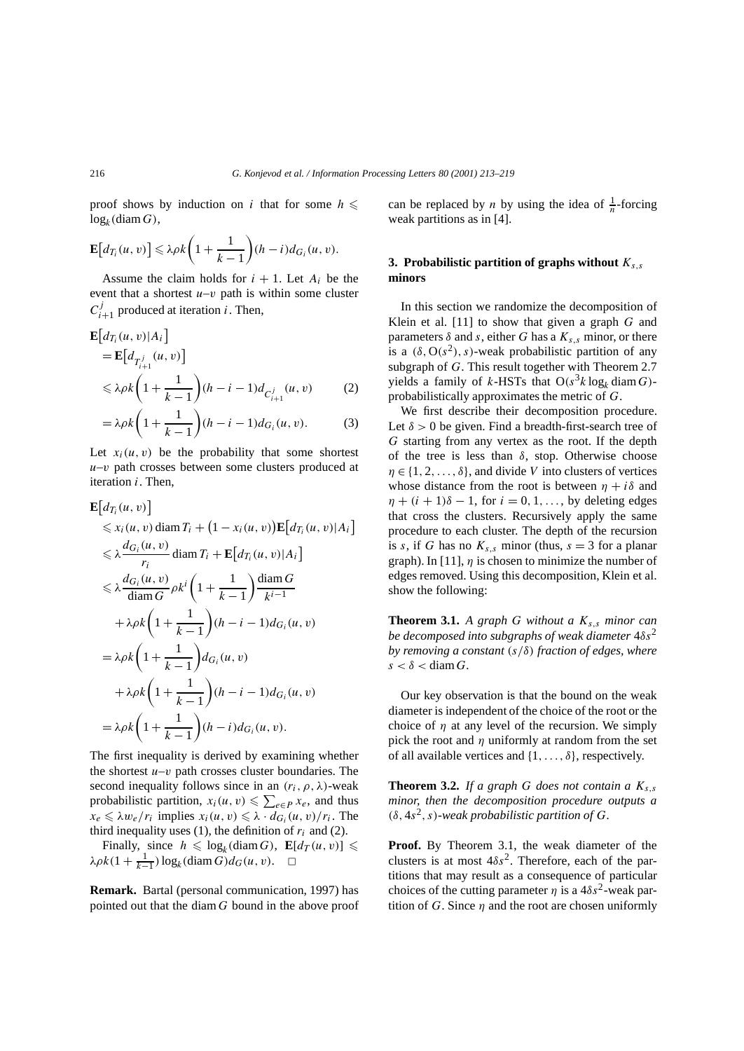proof shows by induction on $i$ that for some $h \leqslant \log_k(\operatorname{diam} G)$,

$$\mathbf{E}\big[d_{T_i}(u,v)\big] \leqslant \lambda\rho k\left(1+\frac{1}{k-1}\right)(h-i)d_{G_i}(u,v).$$

Assume the claim holds for $i+1$. Let $A_i$ be the event that a shortest $u$–$v$ path is within some cluster $C_{i+1}^j$ produced at iteration $i$. Then,

$$\begin{aligned}
&\mathbf{E}\big[d_{T_i}(u,v)|A_i\big] \\
&\quad= \mathbf{E}\big[d_{T_{i+1}^j}(u,v)\big] \\
&\quad\leqslant \lambda\rho k\left(1+\frac{1}{k-1}\right)(h-i-1)d_{C_{i+1}^j}(u,v) \qquad (2)\\
&\quad= \lambda\rho k\left(1+\frac{1}{k-1}\right)(h-i-1)d_{G_i}(u,v). \qquad (3)
\end{aligned}$$

Let $x_i(u,v)$ be the probability that some shortest $u$–$v$ path crosses between some clusters produced at iteration $i$. Then,

$$\begin{aligned}
&\mathbf{E}\big[d_{T_i}(u,v)\big] \\
&\quad\leqslant x_i(u,v)\operatorname{diam} T_i + \big(1-x_i(u,v)\big)\mathbf{E}\big[d_{T_i}(u,v)|A_i\big] \\
&\quad\leqslant \lambda\frac{d_{G_i}(u,v)}{r_i}\operatorname{diam} T_i + \mathbf{E}\big[d_{T_i}(u,v)|A_i\big] \\
&\quad\leqslant \lambda\frac{d_{G_i}(u,v)}{\operatorname{diam} G}\rho k^i\left(1+\frac{1}{k-1}\right)\frac{\operatorname{diam} G}{k^{i-1}} \\
&\qquad+ \lambda\rho k\left(1+\frac{1}{k-1}\right)(h-i-1)d_{G_i}(u,v) \\
&\quad= \lambda\rho k\left(1+\frac{1}{k-1}\right)d_{G_i}(u,v) \\
&\qquad+ \lambda\rho k\left(1+\frac{1}{k-1}\right)(h-i-1)d_{G_i}(u,v) \\
&\quad= \lambda\rho k\left(1+\frac{1}{k-1}\right)(h-i)d_{G_i}(u,v).
\end{aligned}$$

The first inequality is derived by examining whether the shortest $u$–$v$ path crosses cluster boundaries. The second inequality follows since in an $(r_i,\rho,\lambda)$-weak probabilistic partition, $x_i(u,v) \leqslant \sum_{e\in P} x_e$, and thus $x_e \leqslant \lambda w_e/r_i$ implies $x_i(u,v) \leqslant \lambda \cdot d_{G_i}(u,v)/r_i$. The third inequality uses (1), the definition of $r_i$ and (2).

Finally, since $h \leqslant \log_k(\operatorname{diam} G)$, $\mathbf{E}[d_T(u,v)] \leqslant \lambda\rho k(1+\frac{1}{k-1})\log_k(\operatorname{diam} G)d_G(u,v)$. $\square$

**Remark.** Bartal (personal communication, 1997) has pointed out that the $\operatorname{diam} G$ bound in the above proof can be replaced by $n$ by using the idea of $\frac{1}{n}$-forcing weak partitions as in [4].

## 3. Probabilistic partition of graphs without $K_{s,s}$ minors

In this section we randomize the decomposition of Klein et al. [11] to show that given a graph $G$ and parameters $\delta$ and $s$, either $G$ has a $K_{s,s}$ minor, or there is a $(\delta, \mathrm{O}(s^2), s)$-weak probabilistic partition of any subgraph of $G$. This result together with Theorem 2.7 yields a family of $k$-HSTs that $\mathrm{O}(s^3 k \log_k \operatorname{diam} G)$-probabilistically approximates the metric of $G$.

We first describe their decomposition procedure. Let $\delta > 0$ be given. Find a breadth-first-search tree of $G$ starting from any vertex as the root. If the depth of the tree is less than $\delta$, stop. Otherwise choose $\eta \in \{1,2,\ldots,\delta\}$, and divide $V$ into clusters of vertices whose distance from the root is between $\eta + i\delta$ and $\eta + (i+1)\delta - 1$, for $i = 0,1,\ldots$, by deleting edges that cross the clusters. Recursively apply the same procedure to each cluster. The depth of the recursion is $s$, if $G$ has no $K_{s,s}$ minor (thus, $s = 3$ for a planar graph). In [11], $\eta$ is chosen to minimize the number of edges removed. Using this decomposition, Klein et al. show the following:

**Theorem 3.1.** *A graph $G$ without a $K_{s,s}$ minor can be decomposed into subgraphs of weak diameter $4\delta s^2$ by removing a constant $(s/\delta)$ fraction of edges, where $s < \delta < \operatorname{diam} G$.*

Our key observation is that the bound on the weak diameter is independent of the choice of the root or the choice of $\eta$ at any level of the recursion. We simply pick the root and $\eta$ uniformly at random from the set of all available vertices and $\{1,\ldots,\delta\}$, respectively.

**Theorem 3.2.** *If a graph $G$ does not contain a $K_{s,s}$ minor, then the decomposition procedure outputs a $(\delta, 4s^2, s)$-weak probabilistic partition of $G$.*

**Proof.** By Theorem 3.1, the weak diameter of the clusters is at most $4\delta s^2$. Therefore, each of the partitions that may result as a consequence of particular choices of the cutting parameter $\eta$ is a $4\delta s^2$-weak partition of $G$. Since $\eta$ and the root are chosen uniformly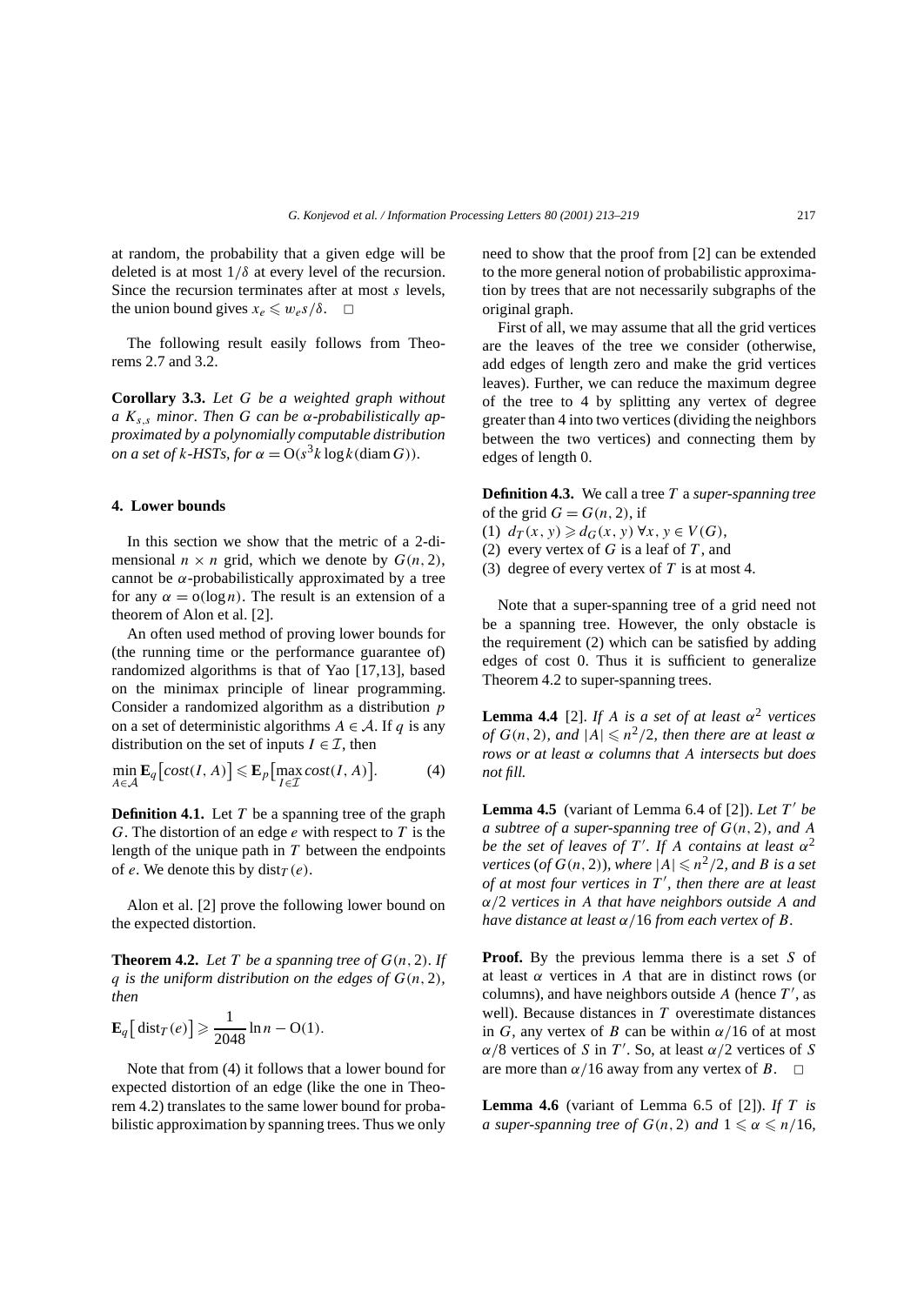at random, the probability that a given edge will be deleted is at most $1/\delta$ at every level of the recursion. Since the recursion terminates after at most $s$ levels, the union bound gives $x_e \leqslant w_e s/\delta$. □

The following result easily follows from Theorems 2.7 and 3.2.

**Corollary 3.3.** *Let $G$ be a weighted graph without a $K_{s,s}$ minor. Then $G$ can be $\alpha$-probabilistically approximated by a polynomially computable distribution on a set of $k$-HSTs, for $\alpha = \mathrm{O}(s^3 k \log k(\operatorname{diam} G))$.*

## 4. Lower bounds

In this section we show that the metric of a 2-dimensional $n \times n$ grid, which we denote by $G(n, 2)$, cannot be $\alpha$-probabilistically approximated by a tree for any $\alpha = \mathrm{o}(\log n)$. The result is an extension of a theorem of Alon et al. [2].

An often used method of proving lower bounds for (the running time or the performance guarantee of) randomized algorithms is that of Yao [17,13], based on the minimax principle of linear programming. Consider a randomized algorithm as a distribution $p$ on a set of deterministic algorithms $A \in \mathcal{A}$. If $q$ is any distribution on the set of inputs $I \in \mathcal{I}$, then

$$\min_{A \in \mathcal{A}} \mathbf{E}_q\big[cost(I, A)\big] \leqslant \mathbf{E}_p\big[\max_{I \in \mathcal{I}} cost(I, A)\big]. \tag{4}$$

**Definition 4.1.** Let $T$ be a spanning tree of the graph $G$. The distortion of an edge $e$ with respect to $T$ is the length of the unique path in $T$ between the endpoints of $e$. We denote this by $\operatorname{dist}_T(e)$.

Alon et al. [2] prove the following lower bound on the expected distortion.

**Theorem 4.2.** *Let $T$ be a spanning tree of $G(n, 2)$. If $q$ is the uniform distribution on the edges of $G(n, 2)$, then*

$$\mathbf{E}_q\big[\operatorname{dist}_T(e)\big] \geqslant \frac{1}{2048} \ln n - \mathrm{O}(1).$$

Note that from (4) it follows that a lower bound for expected distortion of an edge (like the one in Theorem 4.2) translates to the same lower bound for probabilistic approximation by spanning trees. Thus we only need to show that the proof from [2] can be extended to the more general notion of probabilistic approximation by trees that are not necessarily subgraphs of the original graph.

First of all, we may assume that all the grid vertices are the leaves of the tree we consider (otherwise, add edges of length zero and make the grid vertices leaves). Further, we can reduce the maximum degree of the tree to 4 by splitting any vertex of degree greater than 4 into two vertices (dividing the neighbors between the two vertices) and connecting them by edges of length 0.

**Definition 4.3.** We call a tree $T$ a *super-spanning tree* of the grid $G = G(n, 2)$, if

(1) $d_T(x, y) \geqslant d_G(x, y)\ \forall x, y \in V(G)$,
(2) every vertex of $G$ is a leaf of $T$, and
(3) degree of every vertex of $T$ is at most 4.

Note that a super-spanning tree of a grid need not be a spanning tree. However, the only obstacle is the requirement (2) which can be satisfied by adding edges of cost 0. Thus it is sufficient to generalize Theorem 4.2 to super-spanning trees.

**Lemma 4.4** [2]. *If $A$ is a set of at least $\alpha^2$ vertices of $G(n, 2)$, and $|A| \leqslant n^2/2$, then there are at least $\alpha$ rows or at least $\alpha$ columns that $A$ intersects but does not fill.*

**Lemma 4.5** (variant of Lemma 6.4 of [2]). *Let $T'$ be a subtree of a super-spanning tree of $G(n, 2)$, and $A$ be the set of leaves of $T'$. If $A$ contains at least $\alpha^2$ vertices (of $G(n, 2)$), where $|A| \leqslant n^2/2$, and $B$ is a set of at most four vertices in $T'$, then there are at least $\alpha/2$ vertices in $A$ that have neighbors outside $A$ and have distance at least $\alpha/16$ from each vertex of $B$.*

**Proof.** By the previous lemma there is a set $S$ of at least $\alpha$ vertices in $A$ that are in distinct rows (or columns), and have neighbors outside $A$ (hence $T'$, as well). Because distances in $T$ overestimate distances in $G$, any vertex of $B$ can be within $\alpha/16$ of at most $\alpha/8$ vertices of $S$ in $T'$. So, at least $\alpha/2$ vertices of $S$ are more than $\alpha/16$ away from any vertex of $B$. □

**Lemma 4.6** (variant of Lemma 6.5 of [2]). *If $T$ is a super-spanning tree of $G(n, 2)$ and $1 \leqslant \alpha \leqslant n/16$,*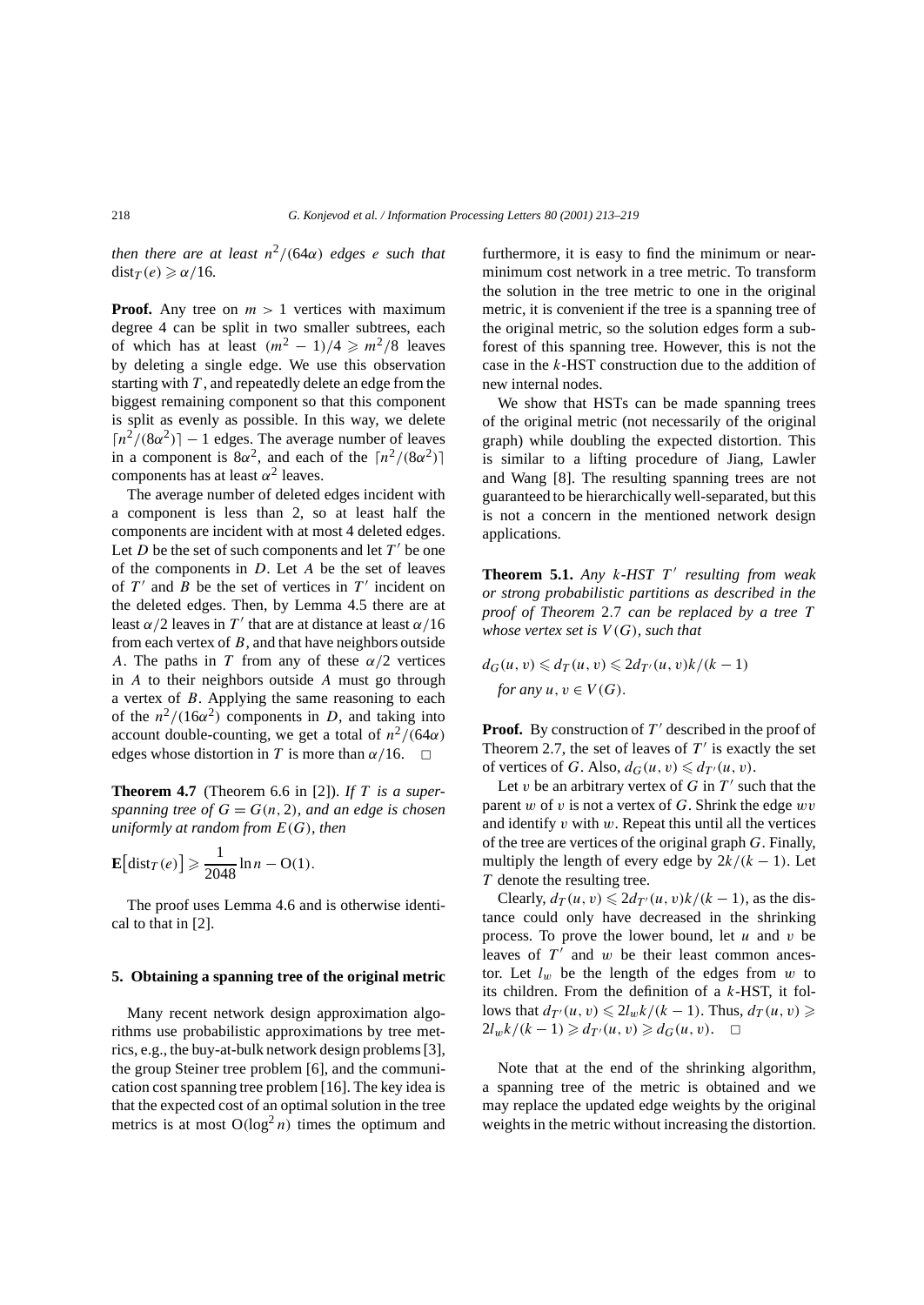*then there are at least $n^2/(64\alpha)$ edges $e$ such that* $\mathrm{dist}_T(e) \geqslant \alpha/16$.

**Proof.** Any tree on $m > 1$ vertices with maximum degree 4 can be split in two smaller subtrees, each of which has at least $(m^2 - 1)/4 \geqslant m^2/8$ leaves by deleting a single edge. We use this observation starting with $T$, and repeatedly delete an edge from the biggest remaining component so that this component is split as evenly as possible. In this way, we delete $\lceil n^2/(8\alpha^2)\rceil - 1$ edges. The average number of leaves in a component is $8\alpha^2$, and each of the $\lceil n^2/(8\alpha^2)\rceil$ components has at least $\alpha^2$ leaves.

The average number of deleted edges incident with a component is less than 2, so at least half the components are incident with at most 4 deleted edges. Let $D$ be the set of such components and let $T'$ be one of the components in $D$. Let $A$ be the set of leaves of $T'$ and $B$ be the set of vertices in $T'$ incident on the deleted edges. Then, by Lemma 4.5 there are at least $\alpha/2$ leaves in $T'$ that are at distance at least $\alpha/16$ from each vertex of $B$, and that have neighbors outside $A$. The paths in $T$ from any of these $\alpha/2$ vertices in $A$ to their neighbors outside $A$ must go through a vertex of $B$. Applying the same reasoning to each of the $n^2/(16\alpha^2)$ components in $D$, and taking into account double-counting, we get a total of $n^2/(64\alpha)$ edges whose distortion in $T$ is more than $\alpha/16$. $\square$

**Theorem 4.7** (Theorem 6.6 in [2]). *If $T$ is a superspanning tree of $G = G(n, 2)$, and an edge is chosen uniformly at random from $E(G)$, then*

$$\mathbf{E}\big[\mathrm{dist}_T(e)\big] \geqslant \frac{1}{2048}\ln n - \mathrm{O}(1).$$

The proof uses Lemma 4.6 and is otherwise identical to that in [2].

## 5. Obtaining a spanning tree of the original metric

Many recent network design approximation algorithms use probabilistic approximations by tree metrics, e.g., the buy-at-bulk network design problems [3], the group Steiner tree problem [6], and the communication cost spanning tree problem [16]. The key idea is that the expected cost of an optimal solution in the tree metrics is at most $\mathrm{O}(\log^2 n)$ times the optimum and furthermore, it is easy to find the minimum or near-minimum cost network in a tree metric. To transform the solution in the tree metric to one in the original metric, it is convenient if the tree is a spanning tree of the original metric, so the solution edges form a subforest of this spanning tree. However, this is not the case in the $k$-HST construction due to the addition of new internal nodes.

We show that HSTs can be made spanning trees of the original metric (not necessarily of the original graph) while doubling the expected distortion. This is similar to a lifting procedure of Jiang, Lawler and Wang [8]. The resulting spanning trees are not guaranteed to be hierarchically well-separated, but this is not a concern in the mentioned network design applications.

**Theorem 5.1.** *Any $k$-HST $T'$ resulting from weak or strong probabilistic partitions as described in the proof of Theorem* 2.7 *can be replaced by a tree $T$ whose vertex set is $V(G)$, such that*

$$d_G(u,v) \leqslant d_T(u,v) \leqslant 2d_{T'}(u,v)k/(k-1)$$

*for any $u, v \in V(G)$.*

**Proof.** By construction of $T'$ described in the proof of Theorem 2.7, the set of leaves of $T'$ is exactly the set of vertices of $G$. Also, $d_G(u,v) \leqslant d_{T'}(u,v)$.

Let $v$ be an arbitrary vertex of $G$ in $T'$ such that the parent $w$ of $v$ is not a vertex of $G$. Shrink the edge $wv$ and identify $v$ with $w$. Repeat this until all the vertices of the tree are vertices of the original graph $G$. Finally, multiply the length of every edge by $2k/(k-1)$. Let $T$ denote the resulting tree.

Clearly, $d_T(u,v) \leqslant 2d_{T'}(u,v)k/(k-1)$, as the distance could only have decreased in the shrinking process. To prove the lower bound, let $u$ and $v$ be leaves of $T'$ and $w$ be their least common ancestor. Let $l_w$ be the length of the edges from $w$ to its children. From the definition of a $k$-HST, it follows that $d_{T'}(u,v) \leqslant 2l_w k/(k-1)$. Thus, $d_T(u,v) \geqslant 2l_w k/(k-1) \geqslant d_{T'}(u,v) \geqslant d_G(u,v)$. $\square$

Note that at the end of the shrinking algorithm, a spanning tree of the metric is obtained and we may replace the updated edge weights by the original weights in the metric without increasing the distortion.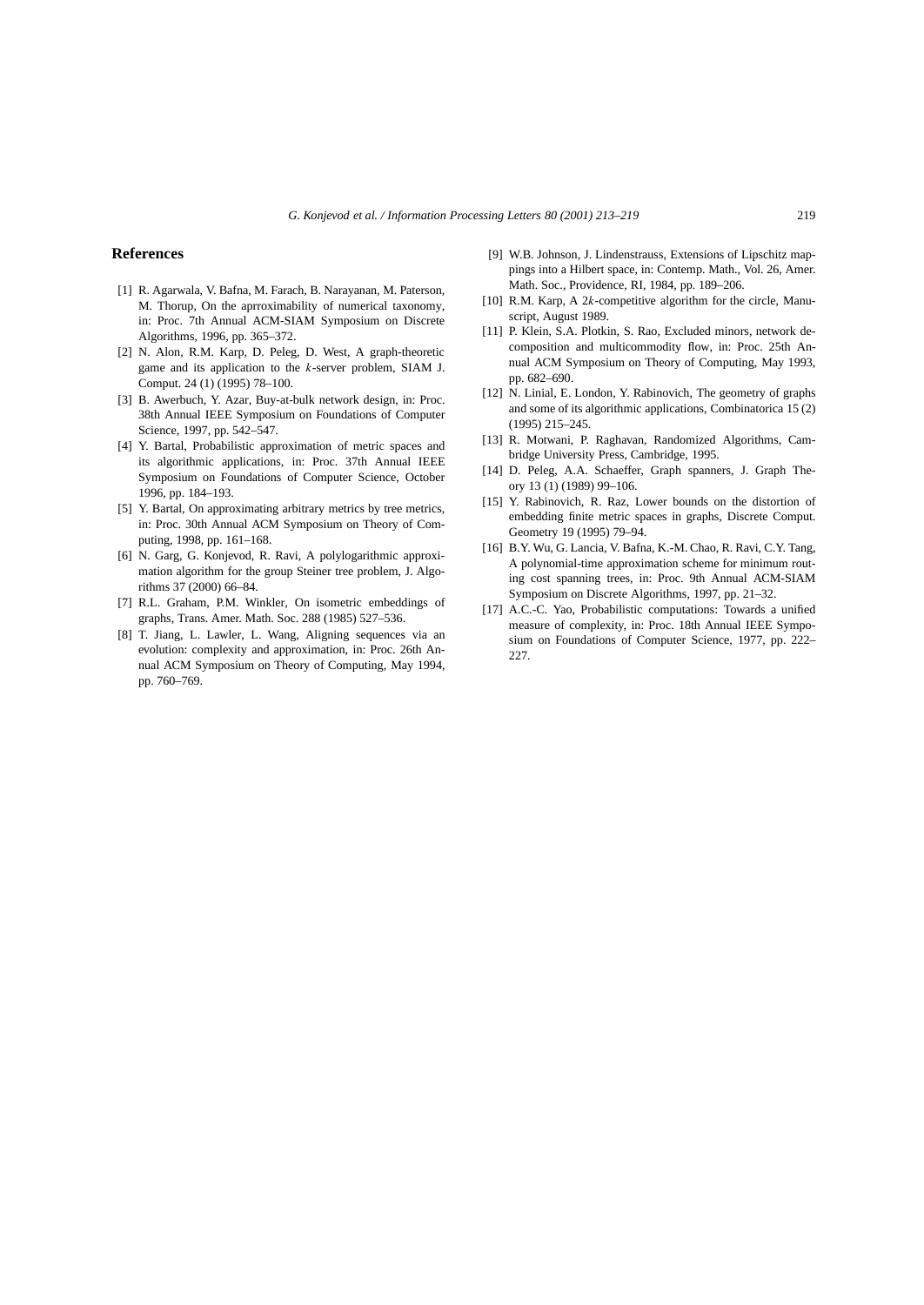## References

[1] R. Agarwala, V. Bafna, M. Farach, B. Narayanan, M. Paterson, M. Thorup, On the aprroximability of numerical taxonomy, in: Proc. 7th Annual ACM-SIAM Symposium on Discrete Algorithms, 1996, pp. 365–372.

[2] N. Alon, R.M. Karp, D. Peleg, D. West, A graph-theoretic game and its application to the $k$-server problem, SIAM J. Comput. 24 (1) (1995) 78–100.

[3] B. Awerbuch, Y. Azar, Buy-at-bulk network design, in: Proc. 38th Annual IEEE Symposium on Foundations of Computer Science, 1997, pp. 542–547.

[4] Y. Bartal, Probabilistic approximation of metric spaces and its algorithmic applications, in: Proc. 37th Annual IEEE Symposium on Foundations of Computer Science, October 1996, pp. 184–193.

[5] Y. Bartal, On approximating arbitrary metrics by tree metrics, in: Proc. 30th Annual ACM Symposium on Theory of Computing, 1998, pp. 161–168.

[6] N. Garg, G. Konjevod, R. Ravi, A polylogarithmic approximation algorithm for the group Steiner tree problem, J. Algorithms 37 (2000) 66–84.

[7] R.L. Graham, P.M. Winkler, On isometric embeddings of graphs, Trans. Amer. Math. Soc. 288 (1985) 527–536.

[8] T. Jiang, L. Lawler, L. Wang, Aligning sequences via an evolution: complexity and approximation, in: Proc. 26th Annual ACM Symposium on Theory of Computing, May 1994, pp. 760–769.

[9] W.B. Johnson, J. Lindenstrauss, Extensions of Lipschitz mappings into a Hilbert space, in: Contemp. Math., Vol. 26, Amer. Math. Soc., Providence, RI, 1984, pp. 189–206.

[10] R.M. Karp, A $2k$-competitive algorithm for the circle, Manuscript, August 1989.

[11] P. Klein, S.A. Plotkin, S. Rao, Excluded minors, network decomposition and multicommodity flow, in: Proc. 25th Annual ACM Symposium on Theory of Computing, May 1993, pp. 682–690.

[12] N. Linial, E. London, Y. Rabinovich, The geometry of graphs and some of its algorithmic applications, Combinatorica 15 (2) (1995) 215–245.

[13] R. Motwani, P. Raghavan, Randomized Algorithms, Cambridge University Press, Cambridge, 1995.

[14] D. Peleg, A.A. Schaeffer, Graph spanners, J. Graph Theory 13 (1) (1989) 99–106.

[15] Y. Rabinovich, R. Raz, Lower bounds on the distortion of embedding finite metric spaces in graphs, Discrete Comput. Geometry 19 (1995) 79–94.

[16] B.Y. Wu, G. Lancia, V. Bafna, K.-M. Chao, R. Ravi, C.Y. Tang, A polynomial-time approximation scheme for minimum routing cost spanning trees, in: Proc. 9th Annual ACM-SIAM Symposium on Discrete Algorithms, 1997, pp. 21–32.

[17] A.C.-C. Yao, Probabilistic computations: Towards a unified measure of complexity, in: Proc. 18th Annual IEEE Symposium on Foundations of Computer Science, 1977, pp. 222–227.